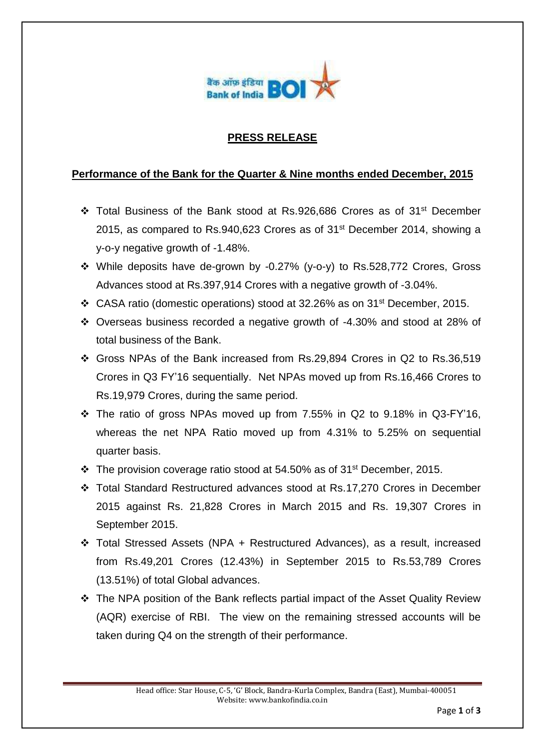## PRESS RELEASE

### Performance of the Bank for the Quarter & Nine months ended December, 2015

- Total Business of the Bank stood at Rs.926,686 Crores as of 31st December 2015, as compared to Rs.940,623 Crores as of 31st December 2014, showing a y-o-y negative growth of -1.48%.
- While deposits have de-grown by -0.27% (y-o-y) to Rs.528,772 Crores, Gross Advances stood at Rs.397,914 Crores with a negative growth of -3.04%.
- CASA ratio (domestic operations) stood at 32.26% as on 31st December, 2015.
- Overseas business recorded a negative growth of -4.30% and stood at 28% of total business of the Bank.
- Gross NPAs of the Bank increased from Rs.29,894 Crores in Q2 to Rs.36,519 Crores in Q3 FY'16 sequentially. Net NPAs moved up from Rs.16,466 Crores to Rs.19,979 Crores, during the same period.
- The ratio of gross NPAs moved up from 7.55% in Q2 to 9.18% in Q3-FY'16, whereas the net NPA Ratio moved up from 4.31% to 5.25% on sequential quarter basis.
- The provision coverage ratio stood at 54.50% as of 31st December, 2015.
- Total Standard Restructured advances stood at Rs.17,270 Crores in December 2015 against Rs. 21,828 Crores in March 2015 and Rs. 19,307 Crores in September 2015.
- Total Stressed Assets (NPA + Restructured Advances), as a result, increased from Rs.49,201 Crores (12.43%) in September 2015 to Rs.53,789 Crores (13.51%) of total Global advances.
- The NPA position of the Bank reflects partial impact of the Asset Quality Review (AQR) exercise of RBI. The view on the remaining stressed accounts will be taken during Q4 on the strength of their performance.

Head office: Star House, C-5, 'G' Block, Bandra-Kurla Complex, Bandra (East), Mumbai-400051
Website: www.bankofindia.co.in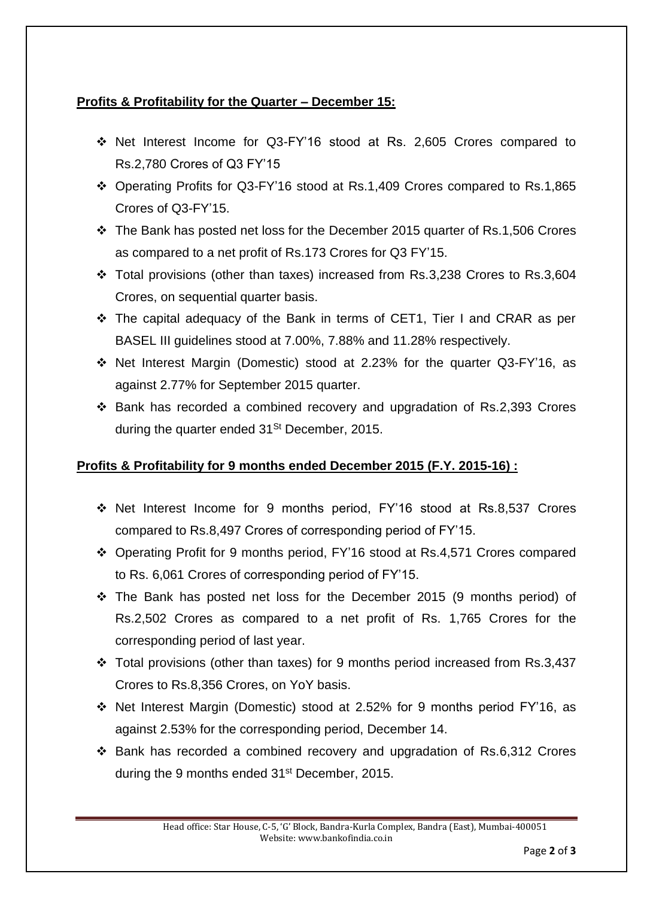**Profits & Profitability for the Quarter – December 15:**

- Net Interest Income for Q3-FY'16 stood at Rs. 2,605 Crores compared to Rs.2,780 Crores of Q3 FY'15
- Operating Profits for Q3-FY'16 stood at Rs.1,409 Crores compared to Rs.1,865 Crores of Q3-FY'15.
- The Bank has posted net loss for the December 2015 quarter of Rs.1,506 Crores as compared to a net profit of Rs.173 Crores for Q3 FY'15.
- Total provisions (other than taxes) increased from Rs.3,238 Crores to Rs.3,604 Crores, on sequential quarter basis.
- The capital adequacy of the Bank in terms of CET1, Tier I and CRAR as per BASEL III guidelines stood at 7.00%, 7.88% and 11.28% respectively.
- Net Interest Margin (Domestic) stood at 2.23% for the quarter Q3-FY'16, as against 2.77% for September 2015 quarter.
- Bank has recorded a combined recovery and upgradation of Rs.2,393 Crores during the quarter ended 31St December, 2015.

**Profits & Profitability for 9 months ended December 2015 (F.Y. 2015-16) :**

- Net Interest Income for 9 months period, FY'16 stood at Rs.8,537 Crores compared to Rs.8,497 Crores of corresponding period of FY'15.
- Operating Profit for 9 months period, FY'16 stood at Rs.4,571 Crores compared to Rs. 6,061 Crores of corresponding period of FY'15.
- The Bank has posted net loss for the December 2015 (9 months period) of Rs.2,502 Crores as compared to a net profit of Rs. 1,765 Crores for the corresponding period of last year.
- Total provisions (other than taxes) for 9 months period increased from Rs.3,437 Crores to Rs.8,356 Crores, on YoY basis.
- Net Interest Margin (Domestic) stood at 2.52% for 9 months period FY'16, as against 2.53% for the corresponding period, December 14.
- Bank has recorded a combined recovery and upgradation of Rs.6,312 Crores during the 9 months ended 31st December, 2015.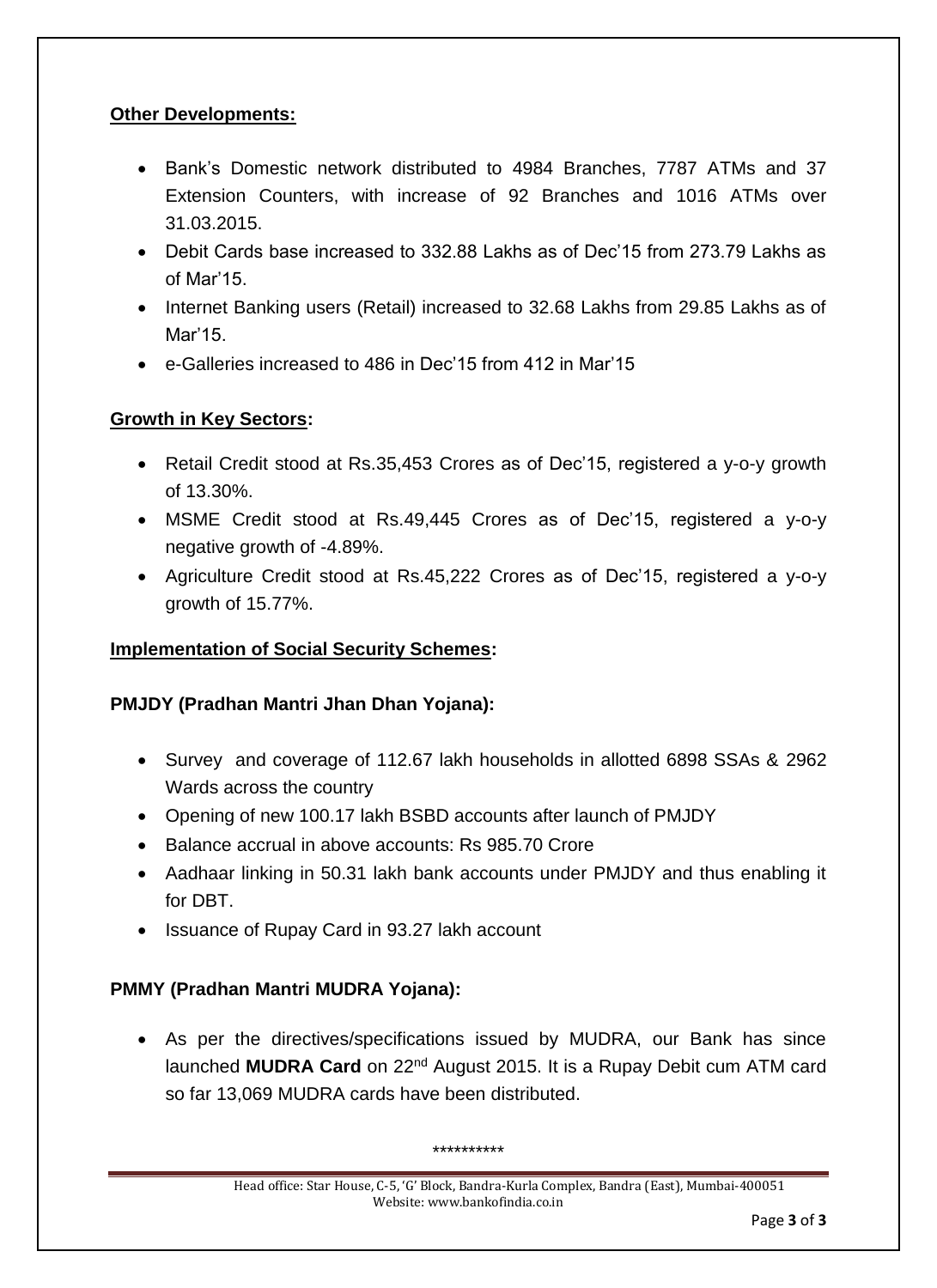**Other Developments:**

- Bank's Domestic network distributed to 4984 Branches, 7787 ATMs and 37 Extension Counters, with increase of 92 Branches and 1016 ATMs over 31.03.2015.
- Debit Cards base increased to 332.88 Lakhs as of Dec'15 from 273.79 Lakhs as of Mar'15.
- Internet Banking users (Retail) increased to 32.68 Lakhs from 29.85 Lakhs as of Mar'15.
- e-Galleries increased to 486 in Dec'15 from 412 in Mar'15

**Growth in Key Sectors:**

- Retail Credit stood at Rs.35,453 Crores as of Dec'15, registered a y-o-y growth of 13.30%.
- MSME Credit stood at Rs.49,445 Crores as of Dec'15, registered a y-o-y negative growth of -4.89%.
- Agriculture Credit stood at Rs.45,222 Crores as of Dec'15, registered a y-o-y growth of 15.77%.

**Implementation of Social Security Schemes:**

**PMJDY (Pradhan Mantri Jhan Dhan Yojana):**

- Survey and coverage of 112.67 lakh households in allotted 6898 SSAs & 2962 Wards across the country
- Opening of new 100.17 lakh BSBD accounts after launch of PMJDY
- Balance accrual in above accounts: Rs 985.70 Crore
- Aadhaar linking in 50.31 lakh bank accounts under PMJDY and thus enabling it for DBT.
- Issuance of Rupay Card in 93.27 lakh account

**PMMY (Pradhan Mantri MUDRA Yojana):**

- As per the directives/specifications issued by MUDRA, our Bank has since launched **MUDRA Card** on 22nd August 2015. It is a Rupay Debit cum ATM card so far 13,069 MUDRA cards have been distributed.

**********

Head office: Star House, C-5, 'G' Block, Bandra-Kurla Complex, Bandra (East), Mumbai-400051
Website: www.bankofindia.co.in